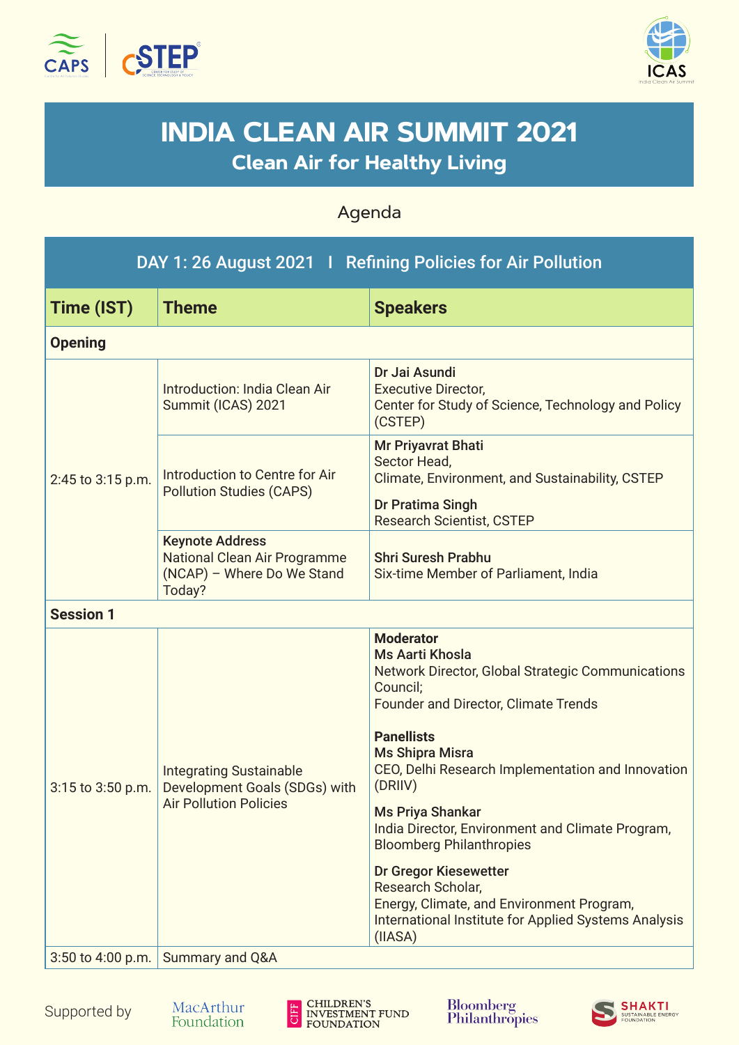# INDIA CLEAN AIR SUMMIT 2021

## Clean Air for Healthy Living

Agenda

| DAY 1: 26 August 2021 I Refining Policies for Air Pollution | | |
|---|---|---|
| **Time (IST)** | **Theme** | **Speakers** |
| **Opening** | | |
| 2:45 to 3:15 p.m. | Introduction: India Clean Air Summit (ICAS) 2021 | **Dr Jai Asundi**<br>Executive Director,<br>Center for Study of Science, Technology and Policy (CSTEP) |
| | Introduction to Centre for Air Pollution Studies (CAPS) | **Mr Priyavrat Bhati**<br>Sector Head,<br>Climate, Environment, and Sustainability, CSTEP<br><br>**Dr Pratima Singh**<br>Research Scientist, CSTEP |
| | **Keynote Address**<br>National Clean Air Programme (NCAP) – Where Do We Stand Today? | **Shri Suresh Prabhu**<br>Six-time Member of Parliament, India |
| **Session 1** | | |
| 3:15 to 3:50 p.m. | Integrating Sustainable Development Goals (SDGs) with Air Pollution Policies | **Moderator**<br>**Ms Aarti Khosla**<br>Network Director, Global Strategic Communications Council;<br>Founder and Director, Climate Trends<br><br>**Panellists**<br>**Ms Shipra Misra**<br>CEO, Delhi Research Implementation and Innovation (DRIIV)<br><br>**Ms Priya Shankar**<br>India Director, Environment and Climate Program, Bloomberg Philanthropies<br><br>**Dr Gregor Kiesewetter**<br>Research Scholar,<br>Energy, Climate, and Environment Program,<br>International Institute for Applied Systems Analysis (IIASA) |
| 3:50 to 4:00 p.m. | Summary and Q&A | |

Supported by MacArthur Foundation, Children's Investment Fund Foundation, Bloomberg Philanthropies, Shakti Sustainable Energy Foundation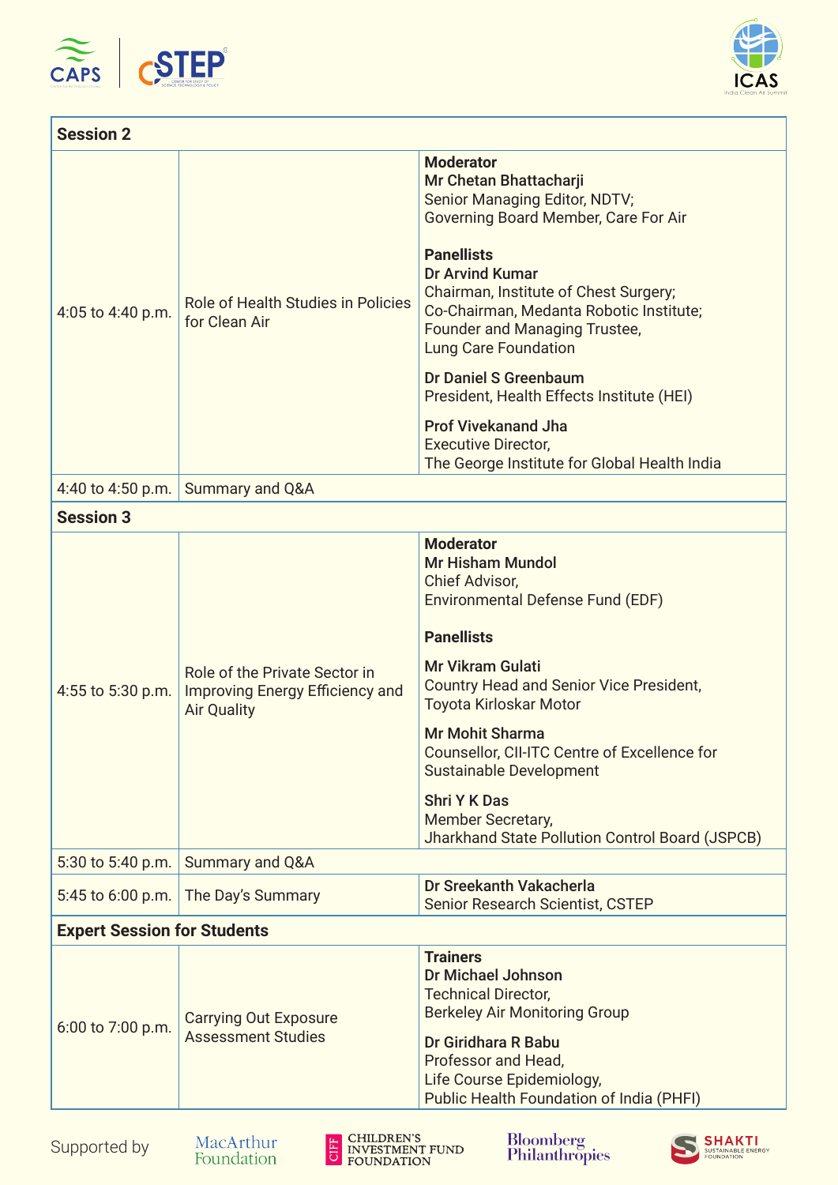| Session 2 | | |
|---|---|---|
| 4:05 to 4:40 p.m. | Role of Health Studies in Policies for Clean Air | **Moderator**<br>**Mr Chetan Bhattacharji**<br>Senior Managing Editor, NDTV;<br>Governing Board Member, Care For Air<br><br>**Panellists**<br>**Dr Arvind Kumar**<br>Chairman, Institute of Chest Surgery;<br>Co-Chairman, Medanta Robotic Institute;<br>Founder and Managing Trustee,<br>Lung Care Foundation<br><br>**Dr Daniel S Greenbaum**<br>President, Health Effects Institute (HEI)<br><br>**Prof Vivekanand Jha**<br>Executive Director,<br>The George Institute for Global Health India |
| 4:40 to 4:50 p.m. | Summary and Q&A | |
| **Session 3** | | |
| 4:55 to 5:30 p.m. | Role of the Private Sector in Improving Energy Efficiency and Air Quality | **Moderator**<br>**Mr Hisham Mundol**<br>Chief Advisor,<br>Environmental Defense Fund (EDF)<br><br>**Panellists**<br>**Mr Vikram Gulati**<br>Country Head and Senior Vice President,<br>Toyota Kirloskar Motor<br><br>**Mr Mohit Sharma**<br>Counsellor, CII-ITC Centre of Excellence for Sustainable Development<br><br>**Shri Y K Das**<br>Member Secretary,<br>Jharkhand State Pollution Control Board (JSPCB) |
| 5:30 to 5:40 p.m. | Summary and Q&A | |
| 5:45 to 6:00 p.m. | The Day's Summary | **Dr Sreekanth Vakacherla**<br>Senior Research Scientist, CSTEP |
| **Expert Session for Students** | | |
| 6:00 to 7:00 p.m. | Carrying Out Exposure Assessment Studies | **Trainers**<br>**Dr Michael Johnson**<br>Technical Director,<br>Berkeley Air Monitoring Group<br><br>**Dr Giridhara R Babu**<br>Professor and Head,<br>Life Course Epidemiology,<br>Public Health Foundation of India (PHFI) |

Supported by MacArthur Foundation, Children's Investment Fund Foundation, Bloomberg Philanthropies, Shakti Sustainable Energy Foundation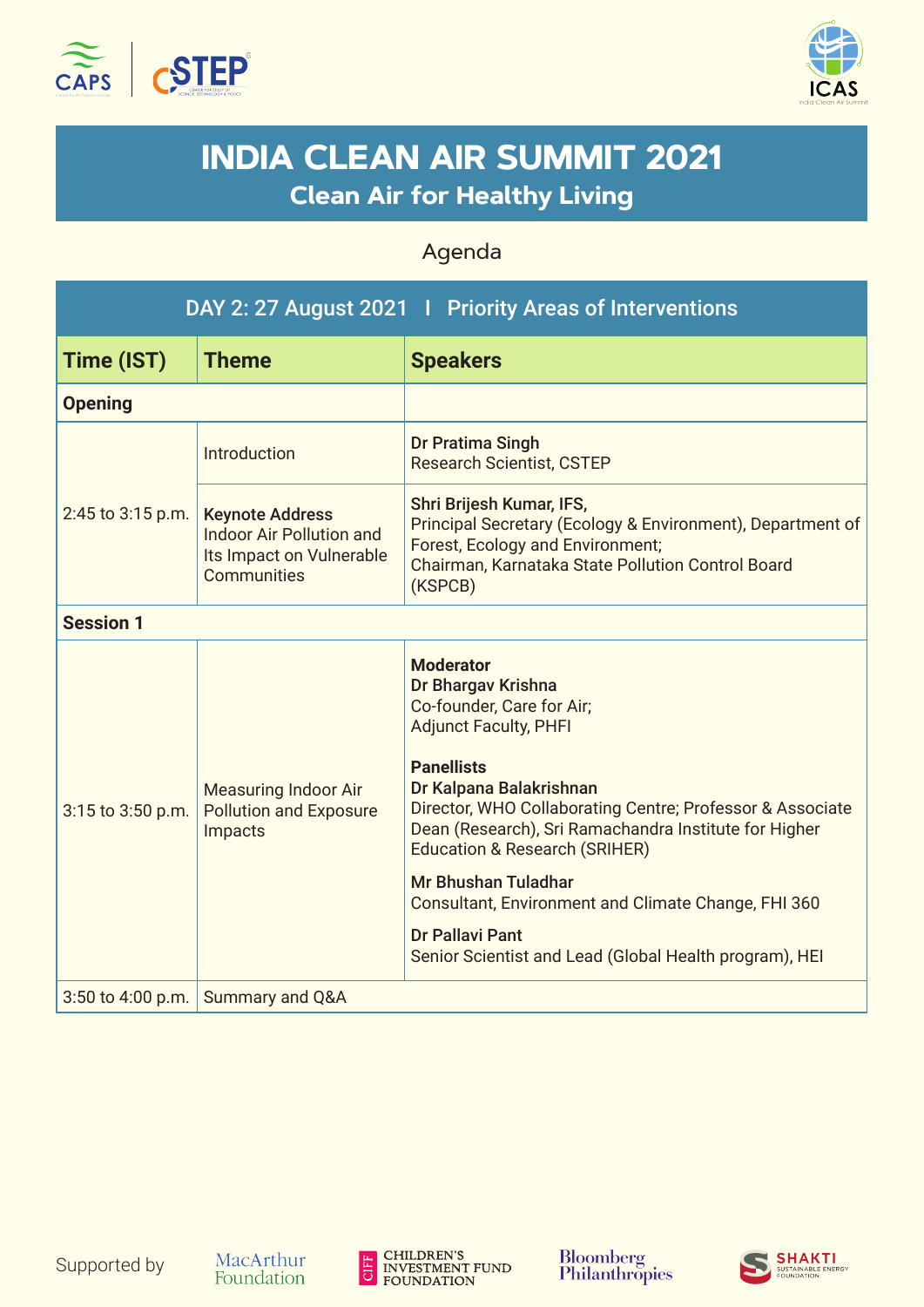# INDIA CLEAN AIR SUMMIT 2021

## Clean Air for Healthy Living

Agenda

| DAY 2: 27 August 2021 I Priority Areas of Interventions | | |
|---|---|---|
| **Time (IST)** | **Theme** | **Speakers** |
| **Opening** | | |
| 2:45 to 3:15 p.m. | Introduction | **Dr Pratima Singh**<br>Research Scientist, CSTEP |
| | **Keynote Address**<br>Indoor Air Pollution and Its Impact on Vulnerable Communities | **Shri Brijesh Kumar, IFS,**<br>Principal Secretary (Ecology & Environment), Department of Forest, Ecology and Environment;<br>Chairman, Karnataka State Pollution Control Board (KSPCB) |
| **Session 1** | | |
| 3:15 to 3:50 p.m. | Measuring Indoor Air Pollution and Exposure Impacts | **Moderator**<br>**Dr Bhargav Krishna**<br>Co-founder, Care for Air;<br>Adjunct Faculty, PHFI<br><br>**Panellists**<br>**Dr Kalpana Balakrishnan**<br>Director, WHO Collaborating Centre; Professor & Associate Dean (Research), Sri Ramachandra Institute for Higher Education & Research (SRIHER)<br><br>**Mr Bhushan Tuladhar**<br>Consultant, Environment and Climate Change, FHI 360<br><br>**Dr Pallavi Pant**<br>Senior Scientist and Lead (Global Health program), HEI |
| 3:50 to 4:00 p.m. | Summary and Q&A | |

Supported by MacArthur Foundation, Children's Investment Fund Foundation, Bloomberg Philanthropies, Shakti Sustainable Energy Foundation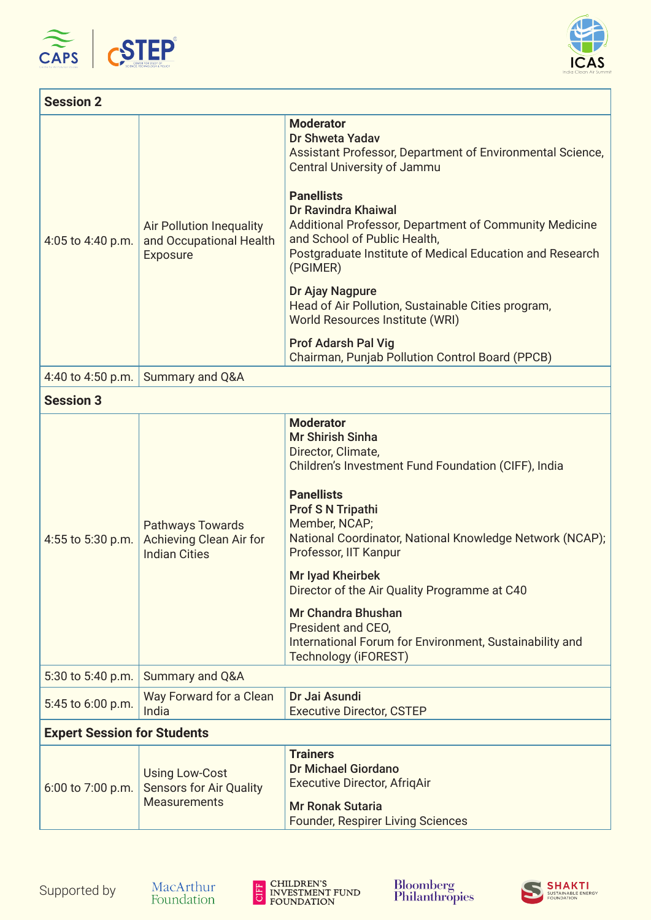| | | |
|---|---|---|
| **Session 2** | | |
| 4:05 to 4:40 p.m. | Air Pollution Inequality and Occupational Health Exposure | **Moderator**<br>**Dr Shweta Yadav**<br>Assistant Professor, Department of Environmental Science, Central University of Jammu<br><br>**Panellists**<br>**Dr Ravindra Khaiwal**<br>Additional Professor, Department of Community Medicine and School of Public Health,<br>Postgraduate Institute of Medical Education and Research (PGIMER)<br><br>**Dr Ajay Nagpure**<br>Head of Air Pollution, Sustainable Cities program,<br>World Resources Institute (WRI)<br><br>**Prof Adarsh Pal Vig**<br>Chairman, Punjab Pollution Control Board (PPCB) |
| 4:40 to 4:50 p.m. | Summary and Q&A | |
| **Session 3** | | |
| 4:55 to 5:30 p.m. | Pathways Towards Achieving Clean Air for Indian Cities | **Moderator**<br>**Mr Shirish Sinha**<br>Director, Climate,<br>Children's Investment Fund Foundation (CIFF), India<br><br>**Panellists**<br>**Prof S N Tripathi**<br>Member, NCAP;<br>National Coordinator, National Knowledge Network (NCAP);<br>Professor, IIT Kanpur<br><br>**Mr Iyad Kheirbek**<br>Director of the Air Quality Programme at C40<br><br>**Mr Chandra Bhushan**<br>President and CEO,<br>International Forum for Environment, Sustainability and Technology (iFOREST) |
| 5:30 to 5:40 p.m. | Summary and Q&A | |
| 5:45 to 6:00 p.m. | Way Forward for a Clean India | **Dr Jai Asundi**<br>Executive Director, CSTEP |
| **Expert Session for Students** | | |
| 6:00 to 7:00 p.m. | Using Low-Cost Sensors for Air Quality Measurements | **Trainers**<br>**Dr Michael Giordano**<br>Executive Director, AfriqAir<br><br>**Mr Ronak Sutaria**<br>Founder, Respirer Living Sciences |

Supported by MacArthur Foundation | Children's Investment Fund Foundation | Bloomberg Philanthropies | Shakti Sustainable Energy Foundation